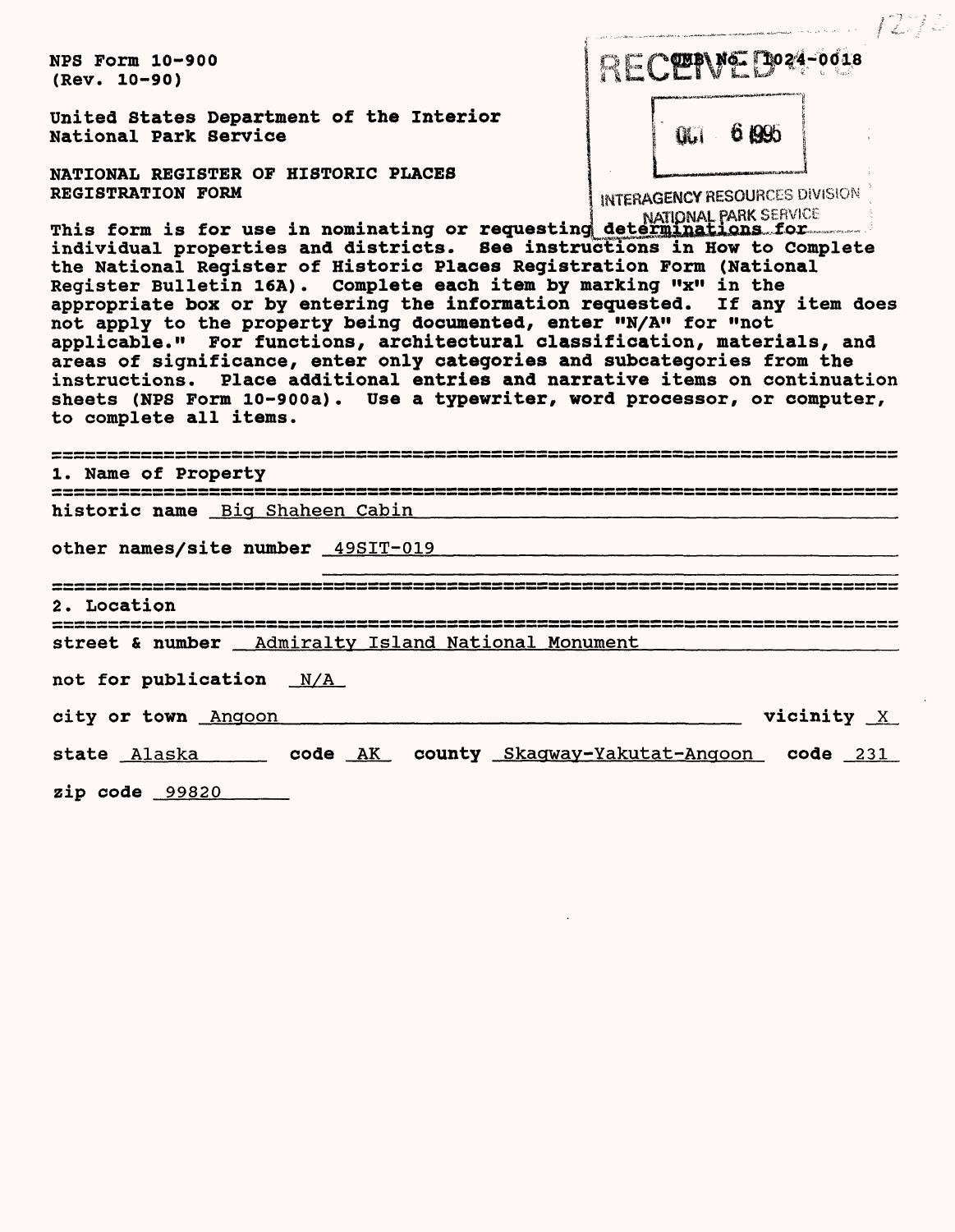NPS Form 10-900
(Rev. 10-90)

OMB No. 1024-0018

RECEIVED

OCT 6 1995

INTERAGENCY RESOURCES DIVISION
NATIONAL PARK SERVICE

United States Department of the Interior
National Park Service

**NATIONAL REGISTER OF HISTORIC PLACES
REGISTRATION FORM**

This form is for use in nominating or requesting determinations for individual properties and districts. See instructions in How to Complete the National Register of Historic Places Registration Form (National Register Bulletin 16A). Complete each item by marking "x" in the appropriate box or by entering the information requested. If any item does not apply to the property being documented, enter "N/A" for "not applicable." For functions, architectural classification, materials, and areas of significance, enter only categories and subcategories from the instructions. Place additional entries and narrative items on continuation sheets (NPS Form 10-900a). Use a typewriter, word processor, or computer, to complete all items.

## 1. Name of Property

historic name Big Shaheen Cabin

other names/site number 49SIT-019

## 2. Location

street & number Admiralty Island National Monument

not for publication N/A

city or town Angoon vicinity X

state Alaska code AK county Skagway-Yakutat-Angoon code 231

zip code 99820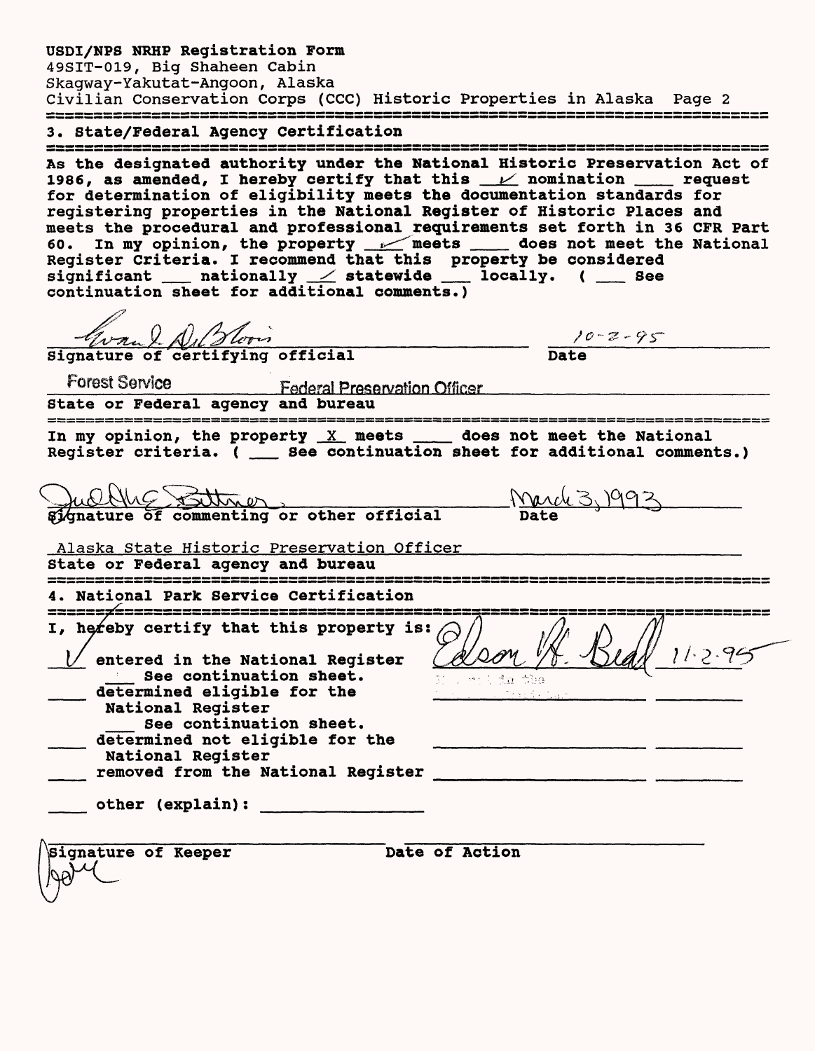USDI/NPS NRHP Registration Form
49SIT-019, Big Shaheen Cabin
Skagway-Yakutat-Angoon, Alaska
Civilian Conservation Corps (CCC) Historic Properties in Alaska Page 2

## 3. State/Federal Agency Certification

As the designated authority under the National Historic Preservation Act of 1986, as amended, I hereby certify that this ✓ nomination ___ request for determination of eligibility meets the documentation standards for registering properties in the National Register of Historic Places and meets the procedural and professional requirements set forth in 36 CFR Part 60. In my opinion, the property ✓ meets ___ does not meet the National Register Criteria. I recommend that this property be considered significant ___ nationally ✓ statewide ___ locally. ( ___ See continuation sheet for additional comments.)

Evan I. DeBloois 10-2-95
Signature of certifying official Date

Forest Service Federal Preservation Officer
State or Federal agency and bureau

In my opinion, the property X meets ___ does not meet the National Register criteria. ( ___ See continuation sheet for additional comments.)

Judith E. Bittner March 3, 1993
Signature of commenting or other official Date

Alaska State Historic Preservation Officer
State or Federal agency and bureau

## 4. National Park Service Certification

I, hereby certify that this property is:

✓ entered in the National Register Edson H. Beall 11-2-95
___ See continuation sheet.
___ determined eligible for the National Register
___ See continuation sheet.
___ determined not eligible for the National Register
___ removed from the National Register
___ other (explain): ___

Signature of Keeper Date of Action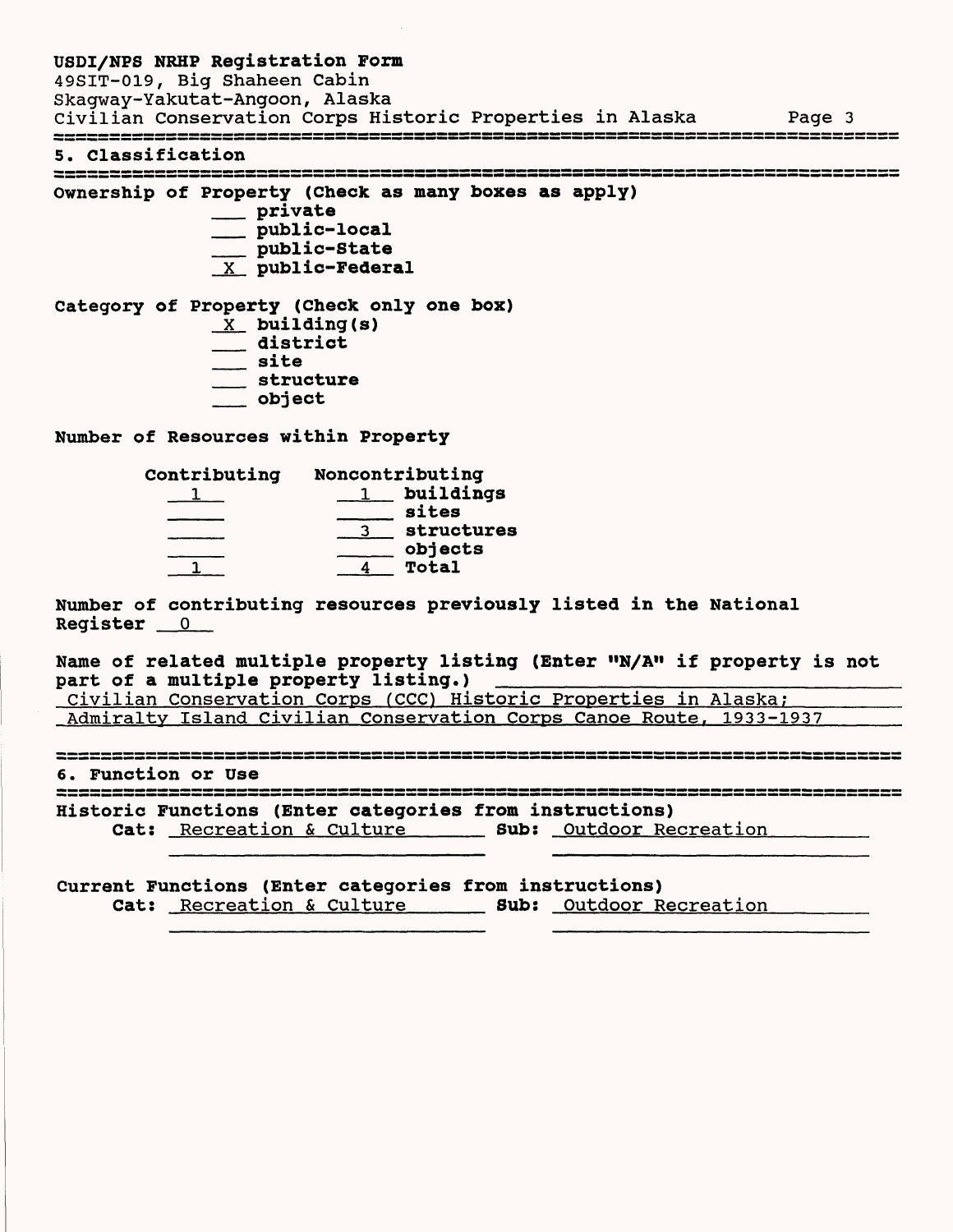## 5. Classification

**Ownership of Property (Check as many boxes as apply)**

- ___ private
- ___ public-local
- ___ public-State
- _X_ public-Federal

**Category of Property (Check only one box)**

- _X_ building(s)
- ___ district
- ___ site
- ___ structure
- ___ object

**Number of Resources within Property**

| Contributing | Noncontributing | |
|---|---|---|
| 1 | 1 | buildings |
| | | sites |
| | 3 | structures |
| | | objects |
| 1 | 4 | Total |

**Number of contributing resources previously listed in the National Register** 0

**Name of related multiple property listing (Enter "N/A" if property is not part of a multiple property listing.)**
Civilian Conservation Corps (CCC) Historic Properties in Alaska; Admiralty Island Civilian Conservation Corps Canoe Route, 1933-1937

## 6. Function or Use

**Historic Functions (Enter categories from instructions)**
**Cat:** Recreation & Culture **Sub:** Outdoor Recreation

**Current Functions (Enter categories from instructions)**
**Cat:** Recreation & Culture **Sub:** Outdoor Recreation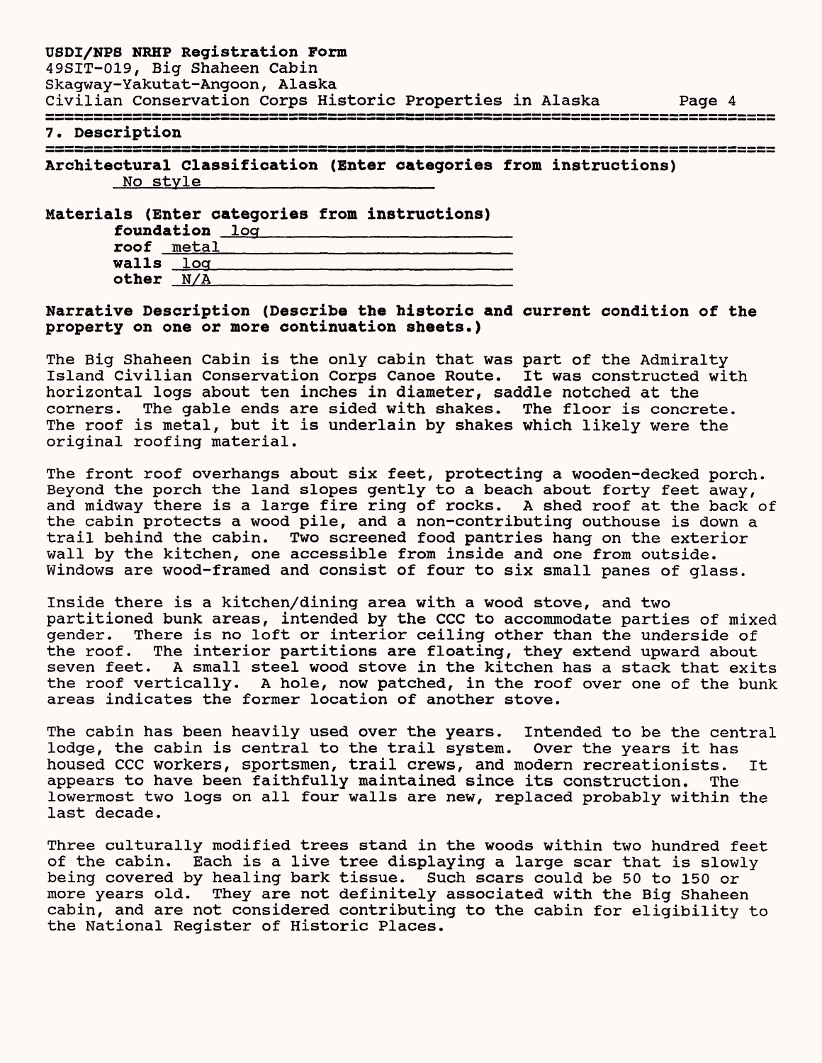## 7. Description

**Architectural Classification (Enter categories from instructions)**

No style

**Materials (Enter categories from instructions)**

**foundation** log
**roof** metal
**walls** log
**other** N/A

**Narrative Description (Describe the historic and current condition of the property on one or more continuation sheets.)**

The Big Shaheen Cabin is the only cabin that was part of the Admiralty Island Civilian Conservation Corps Canoe Route. It was constructed with horizontal logs about ten inches in diameter, saddle notched at the corners. The gable ends are sided with shakes. The floor is concrete. The roof is metal, but it is underlain by shakes which likely were the original roofing material.

The front roof overhangs about six feet, protecting a wooden-decked porch. Beyond the porch the land slopes gently to a beach about forty feet away, and midway there is a large fire ring of rocks. A shed roof at the back of the cabin protects a wood pile, and a non-contributing outhouse is down a trail behind the cabin. Two screened food pantries hang on the exterior wall by the kitchen, one accessible from inside and one from outside. Windows are wood-framed and consist of four to six small panes of glass.

Inside there is a kitchen/dining area with a wood stove, and two partitioned bunk areas, intended by the CCC to accommodate parties of mixed gender. There is no loft or interior ceiling other than the underside of the roof. The interior partitions are floating, they extend upward about seven feet. A small steel wood stove in the kitchen has a stack that exits the roof vertically. A hole, now patched, in the roof over one of the bunk areas indicates the former location of another stove.

The cabin has been heavily used over the years. Intended to be the central lodge, the cabin is central to the trail system. Over the years it has housed CCC workers, sportsmen, trail crews, and modern recreationists. It appears to have been faithfully maintained since its construction. The lowermost two logs on all four walls are new, replaced probably within the last decade.

Three culturally modified trees stand in the woods within two hundred feet of the cabin. Each is a live tree displaying a large scar that is slowly being covered by healing bark tissue. Such scars could be 50 to 150 or more years old. They are not definitely associated with the Big Shaheen cabin, and are not considered contributing to the cabin for eligibility to the National Register of Historic Places.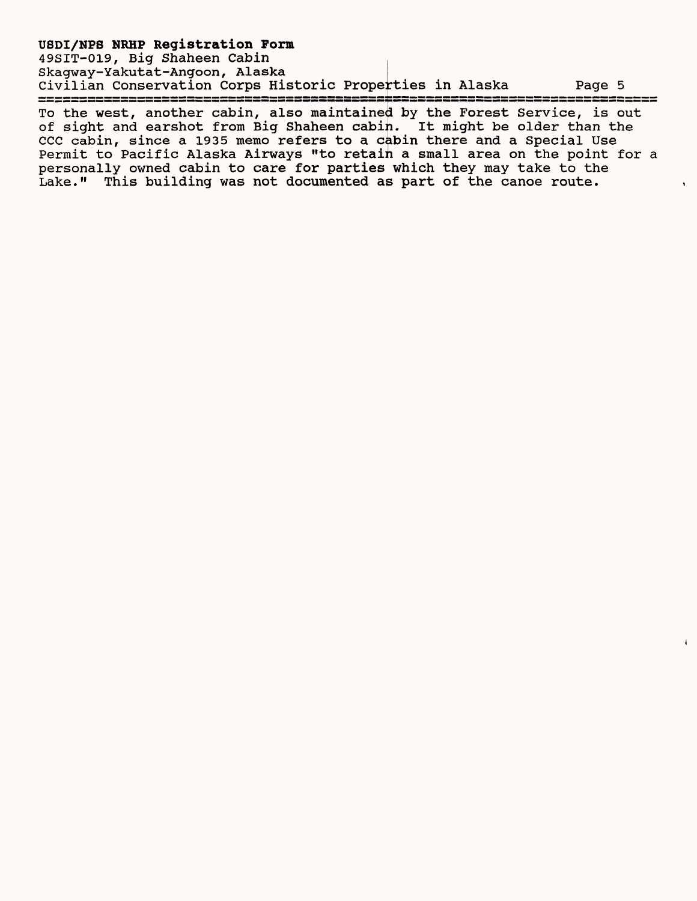To the west, another cabin, also maintained by the Forest Service, is out of sight and earshot from Big Shaheen cabin. It might be older than the CCC cabin, since a 1935 memo refers to a cabin there and a Special Use Permit to Pacific Alaska Airways "to retain a small area on the point for a personally owned cabin to care for parties which they may take to the Lake." This building was not documented as part of the canoe route.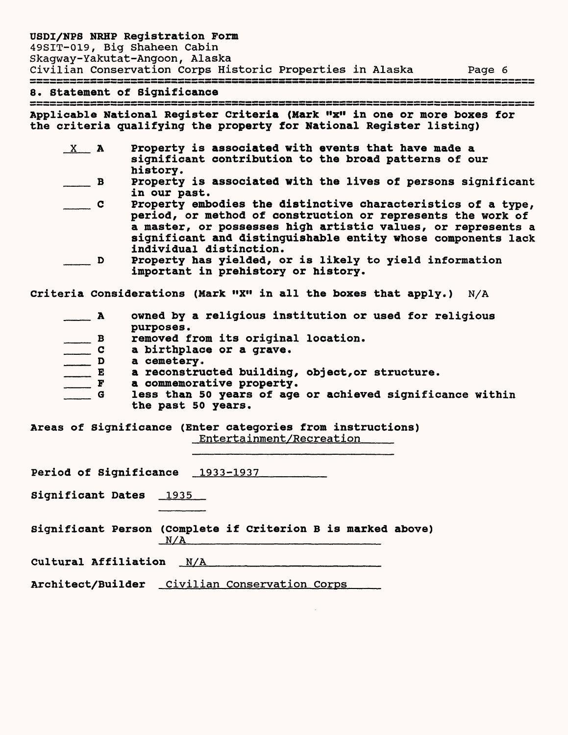## 8. Statement of Significance

**Applicable National Register Criteria (Mark "x" in one or more boxes for the criteria qualifying the property for National Register listing)**

- X **A** Property is associated with events that have made a significant contribution to the broad patterns of our history.
- ____ **B** Property is associated with the lives of persons significant in our past.
- ____ **C** Property embodies the distinctive characteristics of a type, period, or method of construction or represents the work of a master, or possesses high artistic values, or represents a significant and distinguishable entity whose components lack individual distinction.
- ____ **D** Property has yielded, or is likely to yield information important in prehistory or history.

**Criteria Considerations (Mark "X" in all the boxes that apply.)** N/A

- ____ **A** owned by a religious institution or used for religious purposes.
- ____ **B** removed from its original location.
- ____ **C** a birthplace or a grave.
- ____ **D** a cemetery.
- ____ **E** a reconstructed building, object, or structure.
- ____ **F** a commemorative property.
- ____ **G** less than 50 years of age or achieved significance within the past 50 years.

**Areas of Significance (Enter categories from instructions)** Entertainment/Recreation

**Period of Significance** 1933-1937

**Significant Dates** 1935

**Significant Person (Complete if Criterion B is marked above)** N/A

**Cultural Affiliation** N/A

**Architect/Builder** Civilian Conservation Corps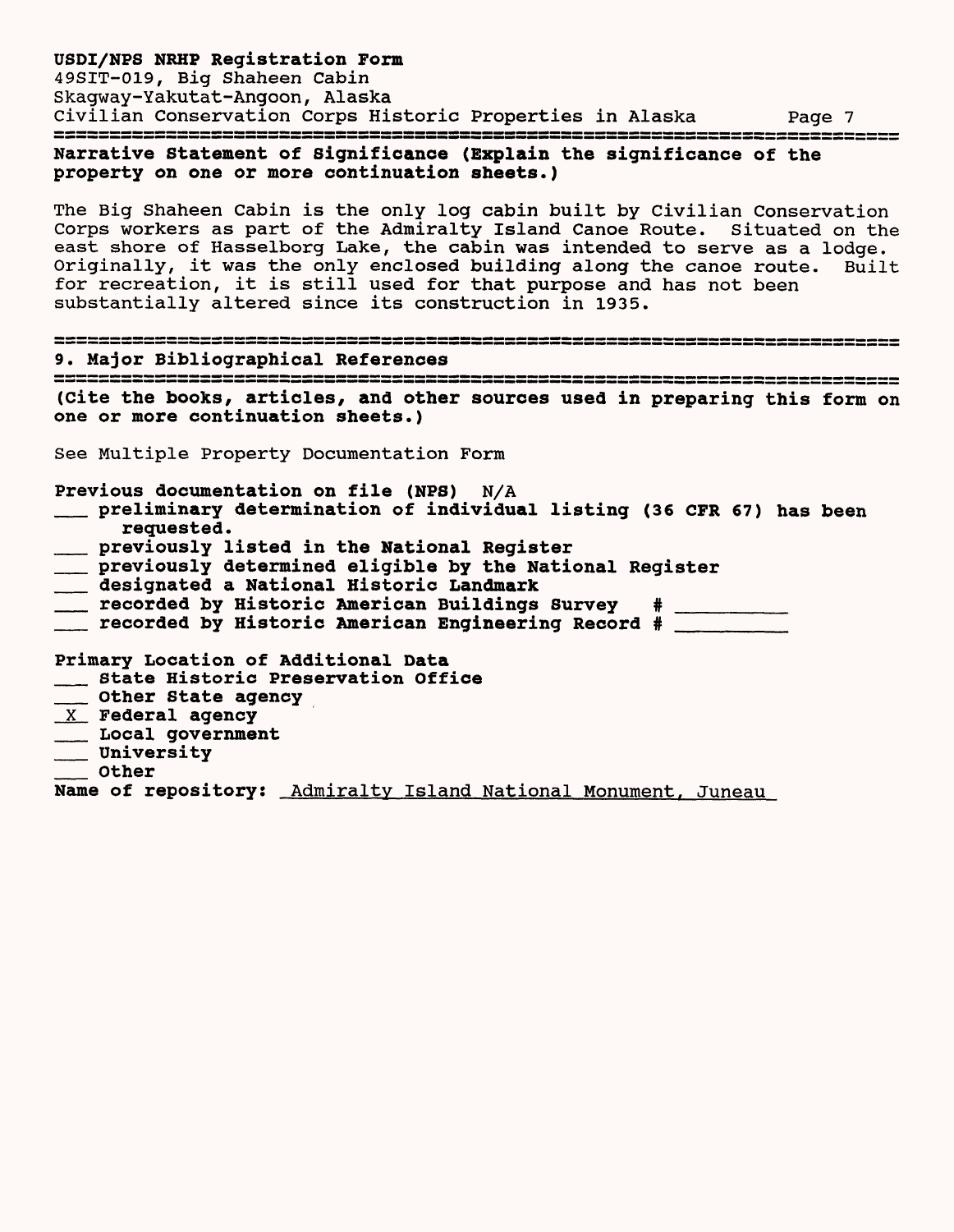**Narrative Statement of Significance (Explain the significance of the property on one or more continuation sheets.)**

The Big Shaheen Cabin is the only log cabin built by Civilian Conservation Corps workers as part of the Admiralty Island Canoe Route. Situated on the east shore of Hasselborg Lake, the cabin was intended to serve as a lodge. Originally, it was the only enclosed building along the canoe route. Built for recreation, it is still used for that purpose and has not been substantially altered since its construction in 1935.

## 9. Major Bibliographical References

**(Cite the books, articles, and other sources used in preparing this form on one or more continuation sheets.)**

See Multiple Property Documentation Form

**Previous documentation on file (NPS)** N/A

- ___ **preliminary determination of individual listing (36 CFR 67) has been requested.**
- ___ **previously listed in the National Register**
- ___ **previously determined eligible by the National Register**
- ___ **designated a National Historic Landmark**
- ___ **recorded by Historic American Buildings Survey # ________**
- ___ **recorded by Historic American Engineering Record # ________**

**Primary Location of Additional Data**

- ___ **State Historic Preservation Office**
- ___ **Other State agency**
- _X_ **Federal agency**
- ___ **Local government**
- ___ **University**
- ___ **Other**

**Name of repository:** Admiralty Island National Monument, Juneau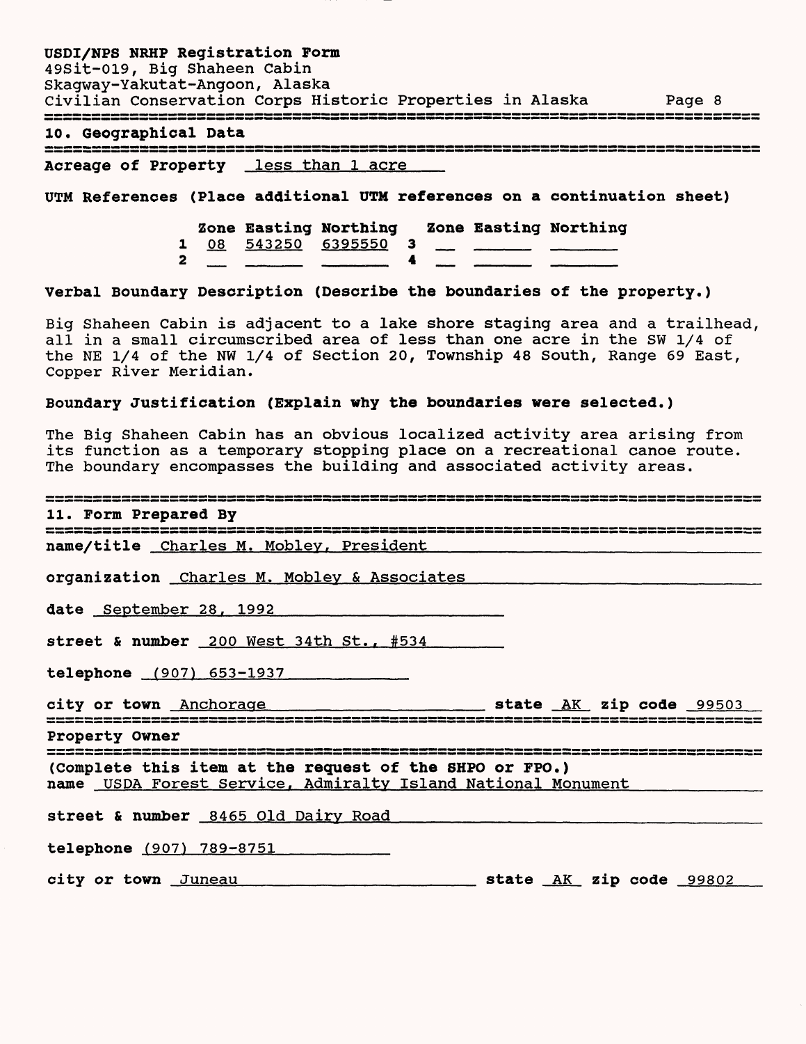## 10. Geographical Data

**Acreage of Property** less than 1 acre

**UTM References** (Place additional UTM references on a continuation sheet)

| | Zone | Easting | Northing | | Zone | Easting | Northing |
|---|---|---|---|---|---|---|---|
| 1 | 08 | 543250 | 6395550 | 3 | | | |
| 2 | | | | 4 | | | |

**Verbal Boundary Description** (Describe the boundaries of the property.)

Big Shaheen Cabin is adjacent to a lake shore staging area and a trailhead, all in a small circumscribed area of less than one acre in the SW 1/4 of the NE 1/4 of the NW 1/4 of Section 20, Township 48 South, Range 69 East, Copper River Meridian.

**Boundary Justification** (Explain why the boundaries were selected.)

The Big Shaheen Cabin has an obvious localized activity area arising from its function as a temporary stopping place on a recreational canoe route. The boundary encompasses the building and associated activity areas.

## 11. Form Prepared By

**name/title** Charles M. Mobley, President

**organization** Charles M. Mobley & Associates

**date** September 28, 1992

**street & number** 200 West 34th St., #534

**telephone** (907) 653-1937

**city or town** Anchorage **state** AK **zip code** 99503

## Property Owner

(Complete this item at the request of the SHPO or FPO.)

**name** USDA Forest Service, Admiralty Island National Monument

**street & number** 8465 Old Dairy Road

**telephone** (907) 789-8751

**city or town** Juneau **state** AK **zip code** 99802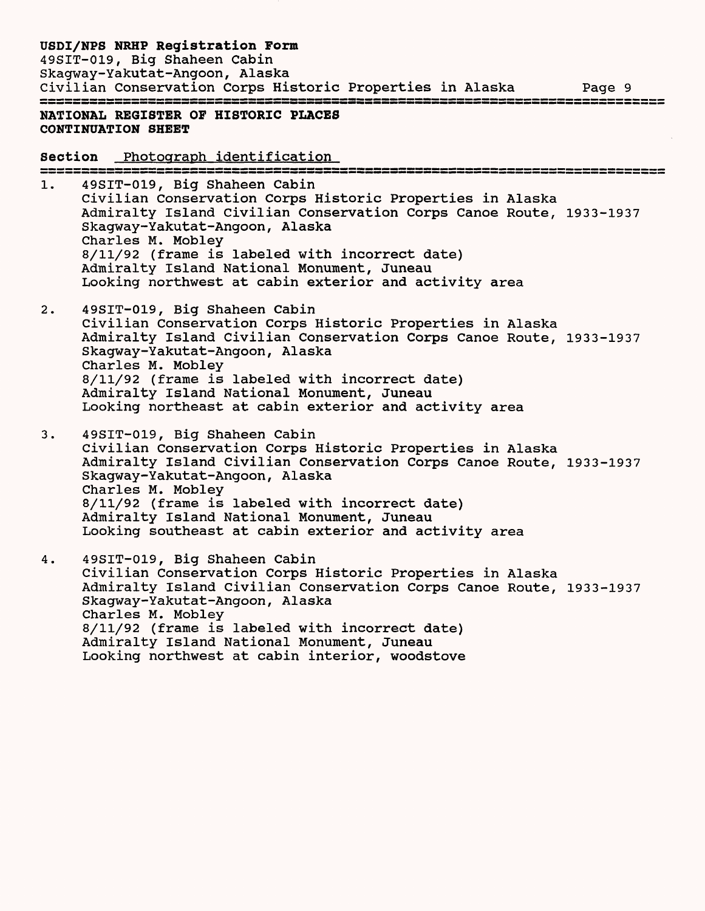**NATIONAL REGISTER OF HISTORIC PLACES**
**CONTINUATION SHEET**

**Section** Photograph identification

1. 49SIT-019, Big Shaheen Cabin
   Civilian Conservation Corps Historic Properties in Alaska
   Admiralty Island Civilian Conservation Corps Canoe Route, 1933-1937
   Skagway-Yakutat-Angoon, Alaska
   Charles M. Mobley
   8/11/92 (frame is labeled with incorrect date)
   Admiralty Island National Monument, Juneau
   Looking northwest at cabin exterior and activity area

2. 49SIT-019, Big Shaheen Cabin
   Civilian Conservation Corps Historic Properties in Alaska
   Admiralty Island Civilian Conservation Corps Canoe Route, 1933-1937
   Skagway-Yakutat-Angoon, Alaska
   Charles M. Mobley
   8/11/92 (frame is labeled with incorrect date)
   Admiralty Island National Monument, Juneau
   Looking northeast at cabin exterior and activity area

3. 49SIT-019, Big Shaheen Cabin
   Civilian Conservation Corps Historic Properties in Alaska
   Admiralty Island Civilian Conservation Corps Canoe Route, 1933-1937
   Skagway-Yakutat-Angoon, Alaska
   Charles M. Mobley
   8/11/92 (frame is labeled with incorrect date)
   Admiralty Island National Monument, Juneau
   Looking southeast at cabin exterior and activity area

4. 49SIT-019, Big Shaheen Cabin
   Civilian Conservation Corps Historic Properties in Alaska
   Admiralty Island Civilian Conservation Corps Canoe Route, 1933-1937
   Skagway-Yakutat-Angoon, Alaska
   Charles M. Mobley
   8/11/92 (frame is labeled with incorrect date)
   Admiralty Island National Monument, Juneau
   Looking northwest at cabin interior, woodstove